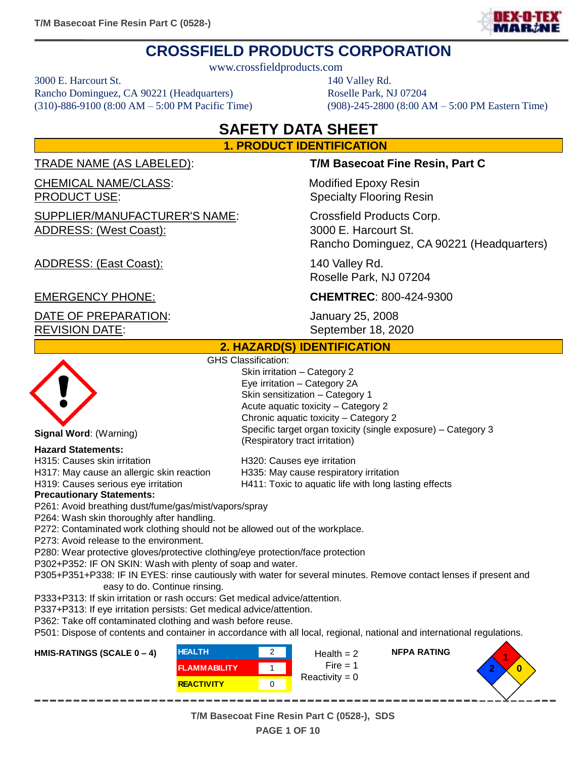# CROSSFIELD PRODUCTS CORPORATION

www.crossfieldproducts.com

3000 E. Harcourt St.
Rancho Dominguez, CA 90221 (Headquarters)
(310)-886-9100 (8:00 AM – 5:00 PM Pacific Time)

140 Valley Rd.
Roselle Park, NJ 07204
(908)-245-2800 (8:00 AM – 5:00 PM Eastern Time)

# SAFETY DATA SHEET

## 1. PRODUCT IDENTIFICATION

TRADE NAME (AS LABELED): **T/M Basecoat Fine Resin, Part C**

CHEMICAL NAME/CLASS: Modified Epoxy Resin
PRODUCT USE: Specialty Flooring Resin

SUPPLIER/MANUFACTURER'S NAME: Crossfield Products Corp.
ADDRESS: (West Coast): 3000 E. Harcourt St.
Rancho Dominguez, CA 90221 (Headquarters)

ADDRESS: (East Coast): 140 Valley Rd.
Roselle Park, NJ 07204

EMERGENCY PHONE: **CHEMTREC**: 800-424-9300

DATE OF PREPARATION: January 25, 2008
REVISION DATE: September 18, 2020

## 2. HAZARD(S) IDENTIFICATION

GHS Classification:

- Skin irritation – Category 2
- Eye irritation – Category 2A
- Skin sensitization – Category 1
- Acute aquatic toxicity – Category 2
- Chronic aquatic toxicity – Category 2
- Specific target organ toxicity (single exposure) – Category 3 (Respiratory tract irritation)

**Signal Word**: (Warning)

**Hazard Statements:**

H315: Causes skin irritation
H317: May cause an allergic skin reaction
H319: Causes serious eye irritation
H320: Causes eye irritation
H335: May cause respiratory irritation
H411: Toxic to aquatic life with long lasting effects

**Precautionary Statements:**

P261: Avoid breathing dust/fume/gas/mist/vapors/spray
P264: Wash skin thoroughly after handling.
P272: Contaminated work clothing should not be allowed out of the workplace.
P273: Avoid release to the environment.
P280: Wear protective gloves/protective clothing/eye protection/face protection
P302+P352: IF ON SKIN: Wash with plenty of soap and water.
P305+P351+P338: IF IN EYES: rinse cautiously with water for several minutes. Remove contact lenses if present and easy to do. Continue rinsing.
P333+P313: If skin irritation or rash occurs: Get medical advice/attention.
P337+P313: If eye irritation persists: Get medical advice/attention.
P362: Take off contaminated clothing and wash before reuse.
P501: Dispose of contents and container in accordance with all local, regional, national and international regulations.

**HMIS-RATINGS (SCALE 0 – 4)**

| HMIS | Rating |
| --- | --- |
| HEALTH | 2 |
| FLAMMABILITY | 1 |
| REACTIVITY | 0 |

**NFPA RATING**

Health = 2
Fire = 1
Reactivity = 0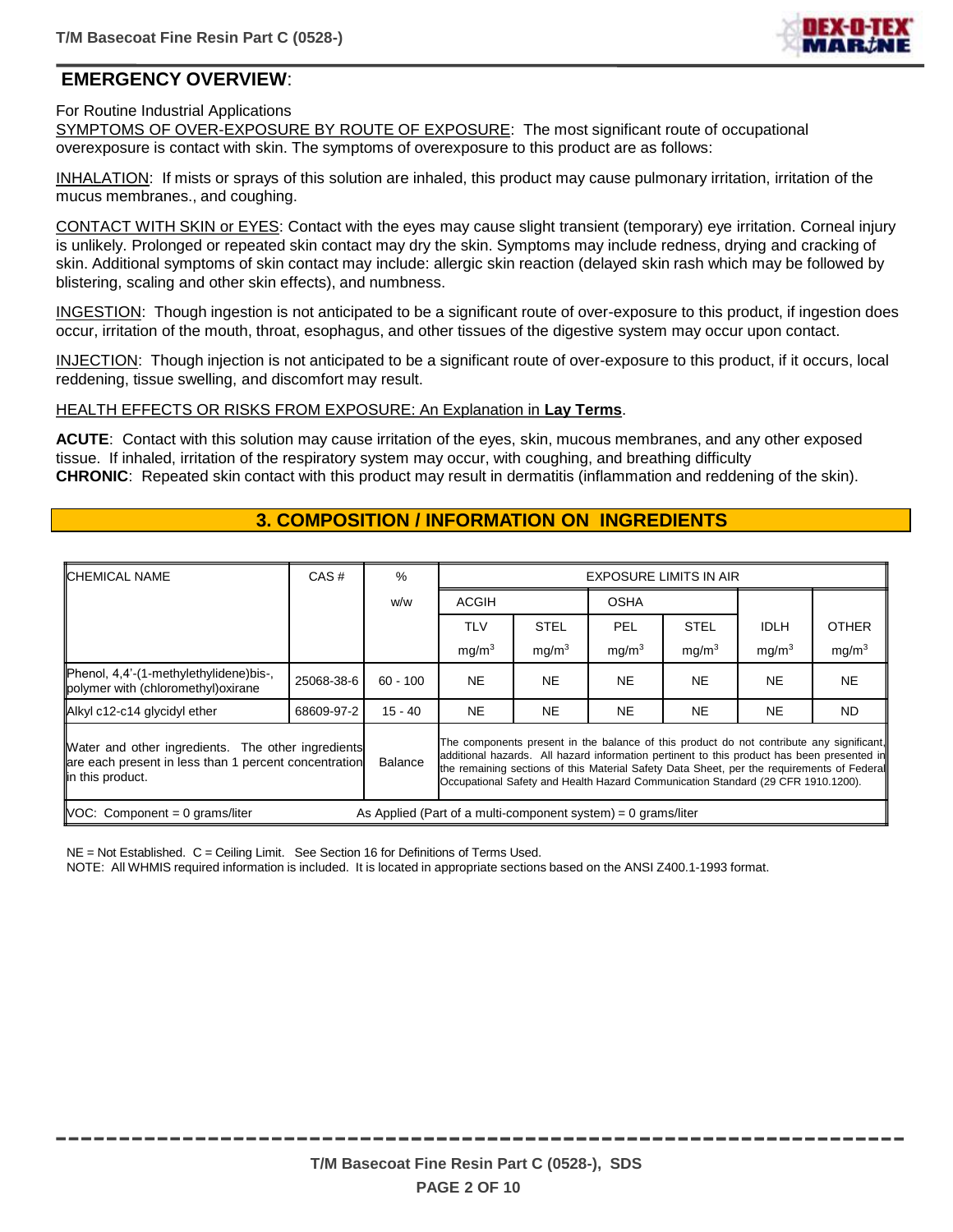## EMERGENCY OVERVIEW:

For Routine Industrial Applications

SYMPTOMS OF OVER-EXPOSURE BY ROUTE OF EXPOSURE: The most significant route of occupational overexposure is contact with skin. The symptoms of overexposure to this product are as follows:

INHALATION: If mists or sprays of this solution are inhaled, this product may cause pulmonary irritation, irritation of the mucus membranes., and coughing.

CONTACT WITH SKIN or EYES: Contact with the eyes may cause slight transient (temporary) eye irritation. Corneal injury is unlikely. Prolonged or repeated skin contact may dry the skin. Symptoms may include redness, drying and cracking of skin. Additional symptoms of skin contact may include: allergic skin reaction (delayed skin rash which may be followed by blistering, scaling and other skin effects), and numbness.

INGESTION: Though ingestion is not anticipated to be a significant route of over-exposure to this product, if ingestion does occur, irritation of the mouth, throat, esophagus, and other tissues of the digestive system may occur upon contact.

INJECTION: Though injection is not anticipated to be a significant route of over-exposure to this product, if it occurs, local reddening, tissue swelling, and discomfort may result.

HEALTH EFFECTS OR RISKS FROM EXPOSURE: An Explanation in **Lay Terms**.

**ACUTE**: Contact with this solution may cause irritation of the eyes, skin, mucous membranes, and any other exposed tissue. If inhaled, irritation of the respiratory system may occur, with coughing, and breathing difficulty

**CHRONIC**: Repeated skin contact with this product may result in dermatitis (inflammation and reddening of the skin).

## 3. COMPOSITION / INFORMATION ON INGREDIENTS

| CHEMICAL NAME | CAS # | % | EXPOSURE LIMITS IN AIR | | | | | |
|---|---|---|---|---|---|---|---|---|
| | | w/w | ACGIH | | OSHA | | | |
| | | | TLV mg/m$^3$ | STEL mg/m$^3$ | PEL mg/m$^3$ | STEL mg/m$^3$ | IDLH mg/m$^3$ | OTHER mg/m$^3$ |
| Phenol, 4,4'-(1-methylethylidene)bis-, polymer with (chloromethyl)oxirane | 25068-38-6 | 60 - 100 | NE | NE | NE | NE | NE | NE |
| Alkyl c12-c14 glycidyl ether | 68609-97-2 | 15 - 40 | NE | NE | NE | NE | NE | ND |
| Water and other ingredients. The other ingredients are each present in less than 1 percent concentration in this product. | | Balance | The components present in the balance of this product do not contribute any significant, additional hazards. All hazard information pertinent to this product has been presented in the remaining sections of this Material Safety Data Sheet, per the requirements of Federal Occupational Safety and Health Hazard Communication Standard (29 CFR 1910.1200). | | | | | |
| VOC: Component = 0 grams/liter | | As Applied (Part of a multi-component system) = 0 grams/liter | | | | | | |

NE = Not Established. C = Ceiling Limit. See Section 16 for Definitions of Terms Used.

NOTE: All WHMIS required information is included. It is located in appropriate sections based on the ANSI Z400.1-1993 format.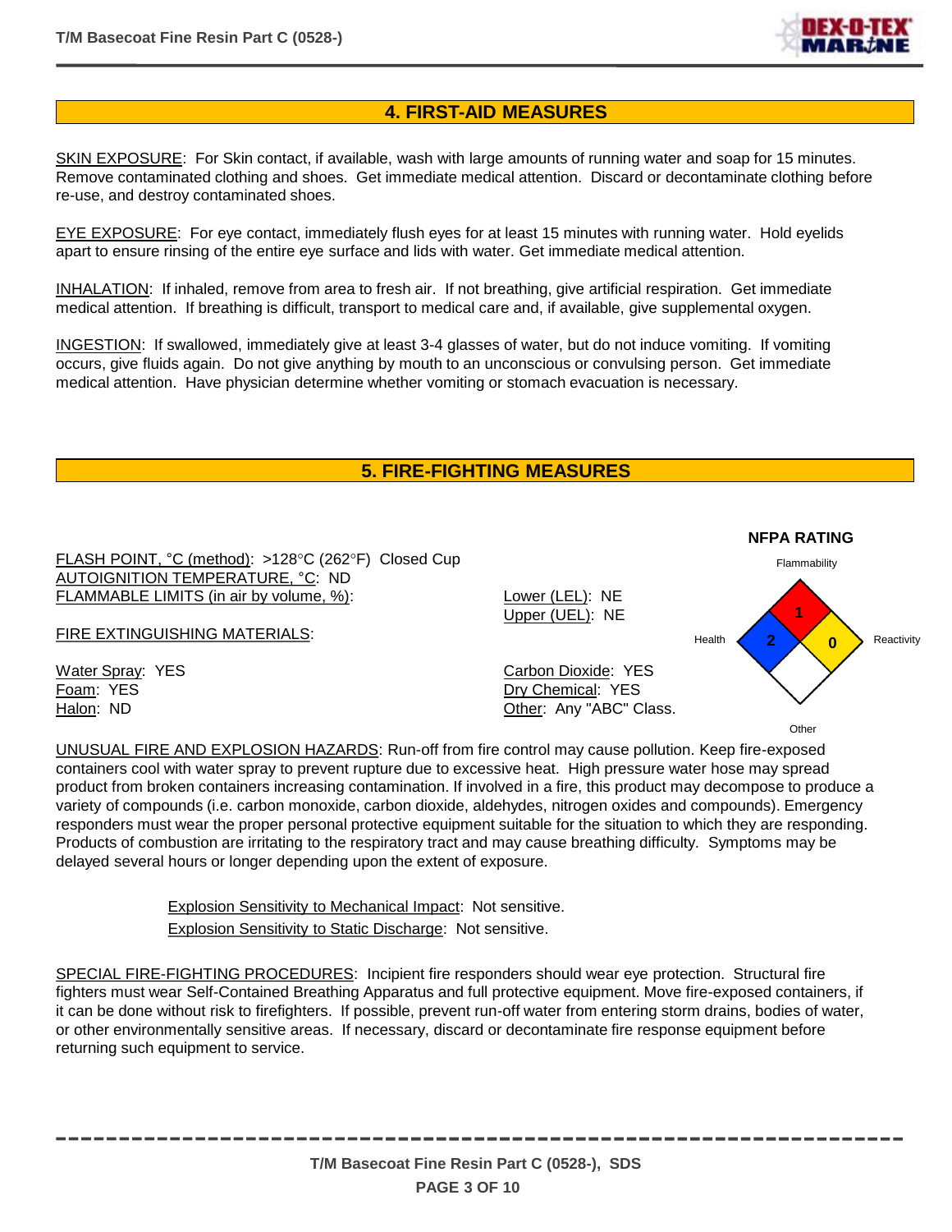## 4. FIRST-AID MEASURES

SKIN EXPOSURE: For Skin contact, if available, wash with large amounts of running water and soap for 15 minutes. Remove contaminated clothing and shoes. Get immediate medical attention. Discard or decontaminate clothing before re-use, and destroy contaminated shoes.

EYE EXPOSURE: For eye contact, immediately flush eyes for at least 15 minutes with running water. Hold eyelids apart to ensure rinsing of the entire eye surface and lids with water. Get immediate medical attention.

INHALATION: If inhaled, remove from area to fresh air. If not breathing, give artificial respiration. Get immediate medical attention. If breathing is difficult, transport to medical care and, if available, give supplemental oxygen.

INGESTION: If swallowed, immediately give at least 3-4 glasses of water, but do not induce vomiting. If vomiting occurs, give fluids again. Do not give anything by mouth to an unconscious or convulsing person. Get immediate medical attention. Have physician determine whether vomiting or stomach evacuation is necessary.

## 5. FIRE-FIGHTING MEASURES

FLASH POINT, °C (method): >128°C (262°F) Closed Cup
AUTOIGNITION TEMPERATURE, °C: ND
FLAMMABLE LIMITS (in air by volume, %):

Lower (LEL): NE
Upper (UEL): NE

FIRE EXTINGUISHING MATERIALS:

Water Spray: YES
Foam: YES
Halon: ND

Carbon Dioxide: YES
Dry Chemical: YES
Other: Any "ABC" Class.

**NFPA RATING**

| Flammability | Health | Reactivity | Other |
|---|---|---|---|
| 1 | 2 | 0 | |

UNUSUAL FIRE AND EXPLOSION HAZARDS: Run-off from fire control may cause pollution. Keep fire-exposed containers cool with water spray to prevent rupture due to excessive heat. High pressure water hose may spread product from broken containers increasing contamination. If involved in a fire, this product may decompose to produce a variety of compounds (i.e. carbon monoxide, carbon dioxide, aldehydes, nitrogen oxides and compounds). Emergency responders must wear the proper personal protective equipment suitable for the situation to which they are responding. Products of combustion are irritating to the respiratory tract and may cause breathing difficulty. Symptoms may be delayed several hours or longer depending upon the extent of exposure.

Explosion Sensitivity to Mechanical Impact: Not sensitive.
Explosion Sensitivity to Static Discharge: Not sensitive.

SPECIAL FIRE-FIGHTING PROCEDURES: Incipient fire responders should wear eye protection. Structural fire fighters must wear Self-Contained Breathing Apparatus and full protective equipment. Move fire-exposed containers, if it can be done without risk to firefighters. If possible, prevent run-off water from entering storm drains, bodies of water, or other environmentally sensitive areas. If necessary, discard or decontaminate fire response equipment before returning such equipment to service.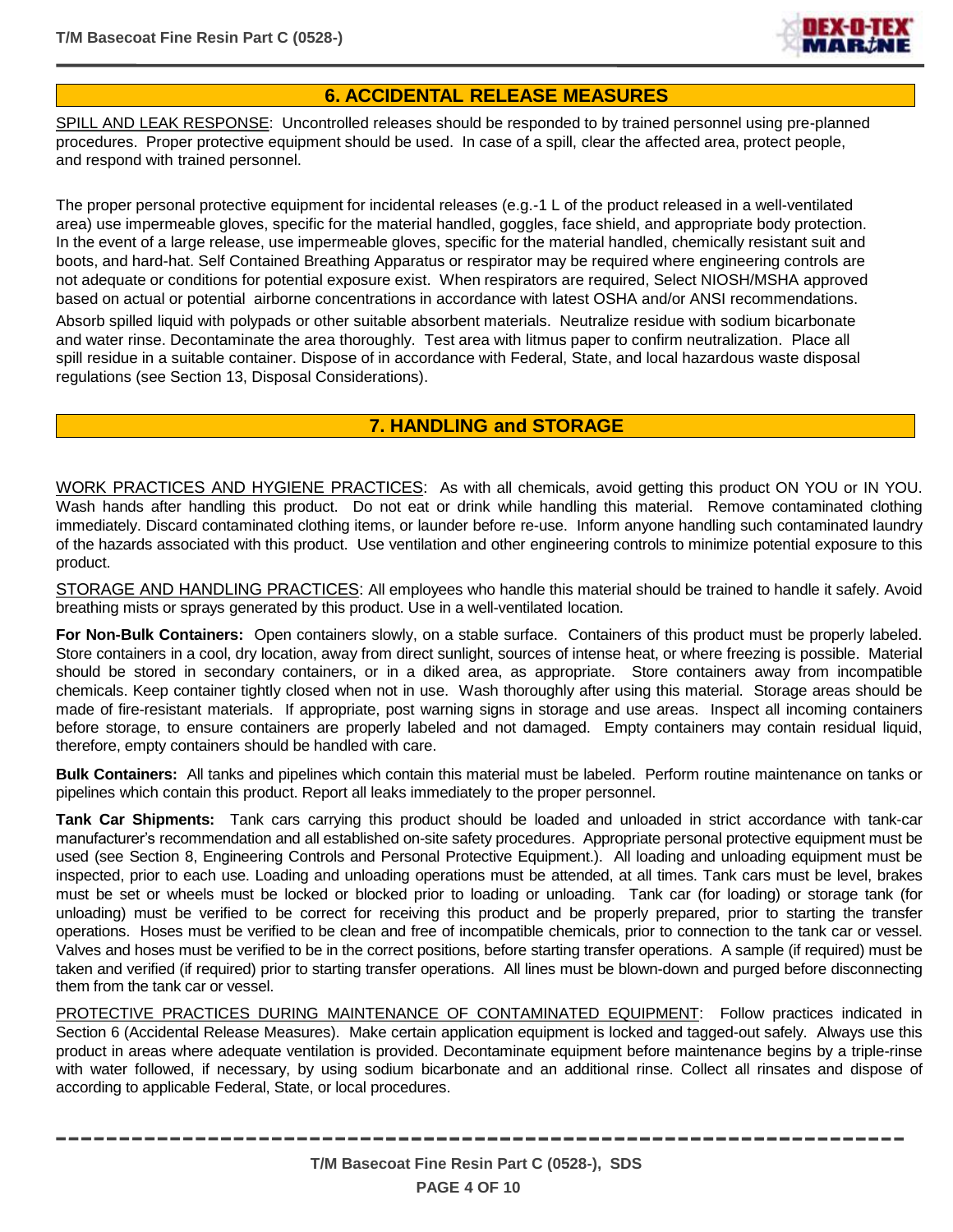## 6. ACCIDENTAL RELEASE MEASURES

SPILL AND LEAK RESPONSE: Uncontrolled releases should be responded to by trained personnel using pre-planned procedures. Proper protective equipment should be used. In case of a spill, clear the affected area, protect people, and respond with trained personnel.

The proper personal protective equipment for incidental releases (e.g.-1 L of the product released in a well-ventilated area) use impermeable gloves, specific for the material handled, goggles, face shield, and appropriate body protection. In the event of a large release, use impermeable gloves, specific for the material handled, chemically resistant suit and boots, and hard-hat. Self Contained Breathing Apparatus or respirator may be required where engineering controls are not adequate or conditions for potential exposure exist. When respirators are required, Select NIOSH/MSHA approved based on actual or potential airborne concentrations in accordance with latest OSHA and/or ANSI recommendations.

Absorb spilled liquid with polypads or other suitable absorbent materials. Neutralize residue with sodium bicarbonate and water rinse. Decontaminate the area thoroughly. Test area with litmus paper to confirm neutralization. Place all spill residue in a suitable container. Dispose of in accordance with Federal, State, and local hazardous waste disposal regulations (see Section 13, Disposal Considerations).

## 7. HANDLING and STORAGE

WORK PRACTICES AND HYGIENE PRACTICES: As with all chemicals, avoid getting this product ON YOU or IN YOU. Wash hands after handling this product. Do not eat or drink while handling this material. Remove contaminated clothing immediately. Discard contaminated clothing items, or launder before re-use. Inform anyone handling such contaminated laundry of the hazards associated with this product. Use ventilation and other engineering controls to minimize potential exposure to this product.

STORAGE AND HANDLING PRACTICES: All employees who handle this material should be trained to handle it safely. Avoid breathing mists or sprays generated by this product. Use in a well-ventilated location.

**For Non-Bulk Containers:** Open containers slowly, on a stable surface. Containers of this product must be properly labeled. Store containers in a cool, dry location, away from direct sunlight, sources of intense heat, or where freezing is possible. Material should be stored in secondary containers, or in a diked area, as appropriate. Store containers away from incompatible chemicals. Keep container tightly closed when not in use. Wash thoroughly after using this material. Storage areas should be made of fire-resistant materials. If appropriate, post warning signs in storage and use areas. Inspect all incoming containers before storage, to ensure containers are properly labeled and not damaged. Empty containers may contain residual liquid, therefore, empty containers should be handled with care.

**Bulk Containers:** All tanks and pipelines which contain this material must be labeled. Perform routine maintenance on tanks or pipelines which contain this product. Report all leaks immediately to the proper personnel.

**Tank Car Shipments:** Tank cars carrying this product should be loaded and unloaded in strict accordance with tank-car manufacturer's recommendation and all established on-site safety procedures. Appropriate personal protective equipment must be used (see Section 8, Engineering Controls and Personal Protective Equipment.). All loading and unloading equipment must be inspected, prior to each use. Loading and unloading operations must be attended, at all times. Tank cars must be level, brakes must be set or wheels must be locked or blocked prior to loading or unloading. Tank car (for loading) or storage tank (for unloading) must be verified to be correct for receiving this product and be properly prepared, prior to starting the transfer operations. Hoses must be verified to be clean and free of incompatible chemicals, prior to connection to the tank car or vessel. Valves and hoses must be verified to be in the correct positions, before starting transfer operations. A sample (if required) must be taken and verified (if required) prior to starting transfer operations. All lines must be blown-down and purged before disconnecting them from the tank car or vessel.

PROTECTIVE PRACTICES DURING MAINTENANCE OF CONTAMINATED EQUIPMENT: Follow practices indicated in Section 6 (Accidental Release Measures). Make certain application equipment is locked and tagged-out safely. Always use this product in areas where adequate ventilation is provided. Decontaminate equipment before maintenance begins by a triple-rinse with water followed, if necessary, by using sodium bicarbonate and an additional rinse. Collect all rinsates and dispose of according to applicable Federal, State, or local procedures.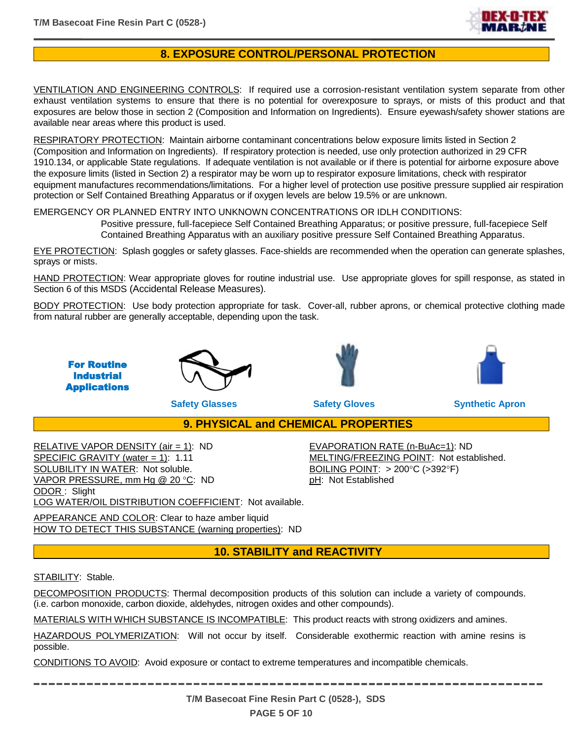## 8. EXPOSURE CONTROL/PERSONAL PROTECTION

VENTILATION AND ENGINEERING CONTROLS: If required use a corrosion-resistant ventilation system separate from other exhaust ventilation systems to ensure that there is no potential for overexposure to sprays, or mists of this product and that exposures are below those in section 2 (Composition and Information on Ingredients). Ensure eyewash/safety shower stations are available near areas where this product is used.

RESPIRATORY PROTECTION: Maintain airborne contaminant concentrations below exposure limits listed in Section 2 (Composition and Information on Ingredients). If respiratory protection is needed, use only protection authorized in 29 CFR 1910.134, or applicable State regulations. If adequate ventilation is not available or if there is potential for airborne exposure above the exposure limits (listed in Section 2) a respirator may be worn up to respirator exposure limitations, check with respirator equipment manufactures recommendations/limitations. For a higher level of protection use positive pressure supplied air respiration protection or Self Contained Breathing Apparatus or if oxygen levels are below 19.5% or are unknown.

EMERGENCY OR PLANNED ENTRY INTO UNKNOWN CONCENTRATIONS OR IDLH CONDITIONS:

> Positive pressure, full-facepiece Self Contained Breathing Apparatus; or positive pressure, full-facepiece Self Contained Breathing Apparatus with an auxiliary positive pressure Self Contained Breathing Apparatus.

EYE PROTECTION: Splash goggles or safety glasses. Face-shields are recommended when the operation can generate splashes, sprays or mists.

HAND PROTECTION: Wear appropriate gloves for routine industrial use. Use appropriate gloves for spill response, as stated in Section 6 of this MSDS (Accidental Release Measures).

BODY PROTECTION: Use body protection appropriate for task. Cover-all, rubber aprons, or chemical protective clothing made from natural rubber are generally acceptable, depending upon the task.

**For Routine Industrial Applications**

Safety Glasses | Safety Gloves | Synthetic Apron

## 9. PHYSICAL and CHEMICAL PROPERTIES

RELATIVE VAPOR DENSITY (air = 1): ND
SPECIFIC GRAVITY (water = 1): 1.11
SOLUBILITY IN WATER: Not soluble.
VAPOR PRESSURE, mm Hg @ 20 °C: ND
ODOR : Slight
LOG WATER/OIL DISTRIBUTION COEFFICIENT: Not available.

EVAPORATION RATE (n-BuAc=1): ND
MELTING/FREEZING POINT: Not established.
BOILING POINT: > 200°C (>392°F)
pH: Not Established

APPEARANCE AND COLOR: Clear to haze amber liquid
HOW TO DETECT THIS SUBSTANCE (warning properties): ND

## 10. STABILITY and REACTIVITY

STABILITY: Stable.

DECOMPOSITION PRODUCTS: Thermal decomposition products of this solution can include a variety of compounds. (i.e. carbon monoxide, carbon dioxide, aldehydes, nitrogen oxides and other compounds).

MATERIALS WITH WHICH SUBSTANCE IS INCOMPATIBLE: This product reacts with strong oxidizers and amines.

HAZARDOUS POLYMERIZATION: Will not occur by itself. Considerable exothermic reaction with amine resins is possible.

CONDITIONS TO AVOID: Avoid exposure or contact to extreme temperatures and incompatible chemicals.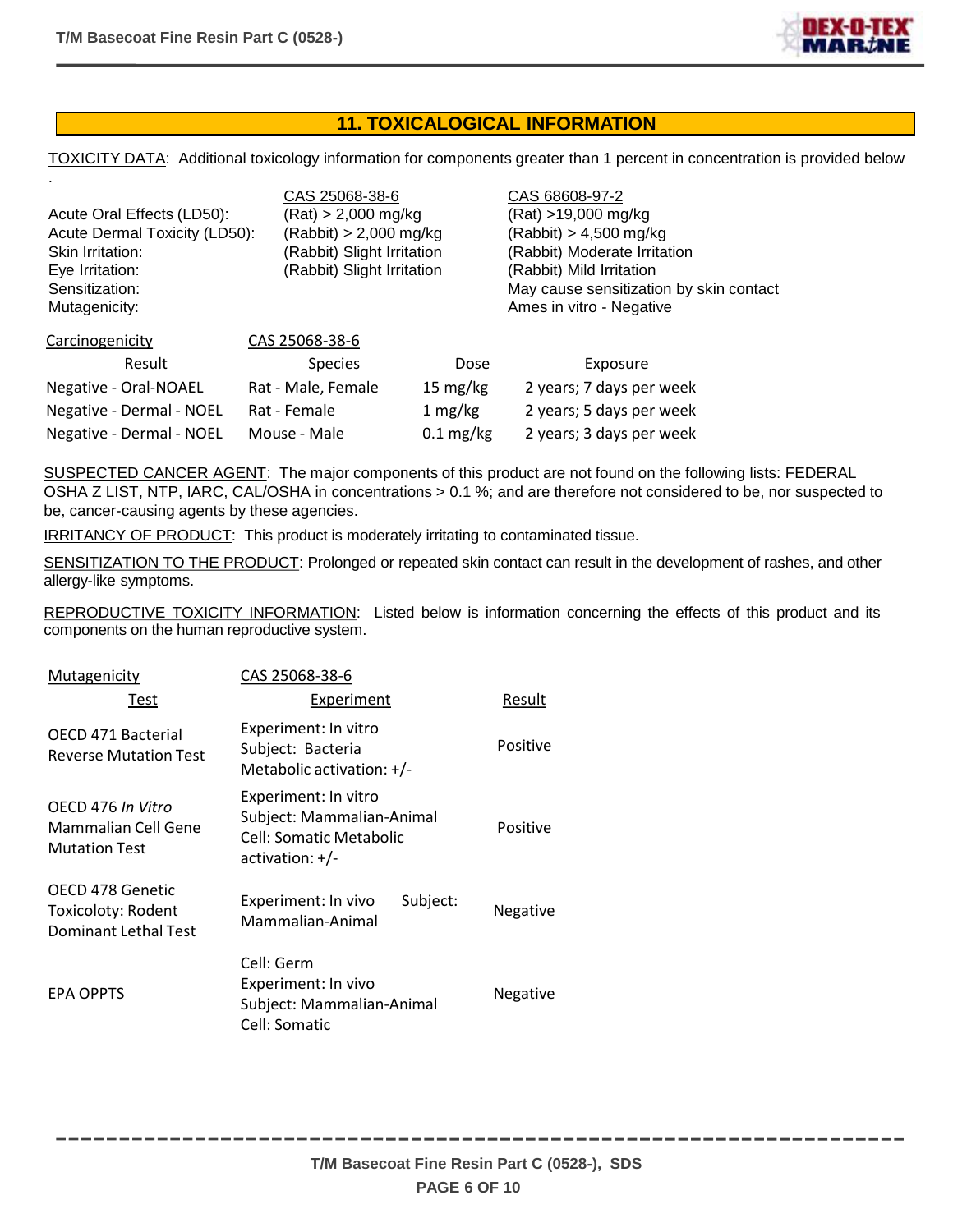## 11. TOXICALOGICAL INFORMATION

TOXICITY DATA: Additional toxicology information for components greater than 1 percent in concentration is provided below .

| | CAS 25068-38-6 | CAS 68608-97-2 |
|---|---|---|
| Acute Oral Effects (LD50): | (Rat) > 2,000 mg/kg | (Rat) >19,000 mg/kg |
| Acute Dermal Toxicity (LD50): | (Rabbit) > 2,000 mg/kg | (Rabbit) > 4,500 mg/kg |
| Skin Irritation: | (Rabbit) Slight Irritation | (Rabbit) Moderate Irritation |
| Eye Irritation: | (Rabbit) Slight Irritation | (Rabbit) Mild Irritation |
| Sensitization: | | May cause sensitization by skin contact |
| Mutagenicity: | | Ames in vitro - Negative |

Carcinogenicity — CAS 25068-38-6

| Result | Species | Dose | Exposure |
|---|---|---|---|
| Negative - Oral-NOAEL | Rat - Male, Female | 15 mg/kg | 2 years; 7 days per week |
| Negative - Dermal - NOEL | Rat - Female | 1 mg/kg | 2 years; 5 days per week |
| Negative - Dermal - NOEL | Mouse - Male | 0.1 mg/kg | 2 years; 3 days per week |

SUSPECTED CANCER AGENT: The major components of this product are not found on the following lists: FEDERAL OSHA Z LIST, NTP, IARC, CAL/OSHA in concentrations > 0.1 %; and are therefore not considered to be, nor suspected to be, cancer-causing agents by these agencies.

IRRITANCY OF PRODUCT: This product is moderately irritating to contaminated tissue.

SENSITIZATION TO THE PRODUCT: Prolonged or repeated skin contact can result in the development of rashes, and other allergy-like symptoms.

REPRODUCTIVE TOXICITY INFORMATION: Listed below is information concerning the effects of this product and its components on the human reproductive system.

Mutagenicity — CAS 25068-38-6

| Test | Experiment | Result |
|---|---|---|
| OECD 471 Bacterial Reverse Mutation Test | Experiment: In vitro<br>Subject: Bacteria<br>Metabolic activation: +/- | Positive |
| OECD 476 *In Vitro* Mammalian Cell Gene Mutation Test | Experiment: In vitro<br>Subject: Mammalian-Animal<br>Cell: Somatic Metabolic activation: +/- | Positive |
| OECD 478 Genetic Toxicoloty: Rodent Dominant Lethal Test | Experiment: In vivo Subject: Mammalian-Animal | Negative |
| EPA OPPTS | Cell: Germ<br>Experiment: In vivo<br>Subject: Mammalian-Animal<br>Cell: Somatic | Negative |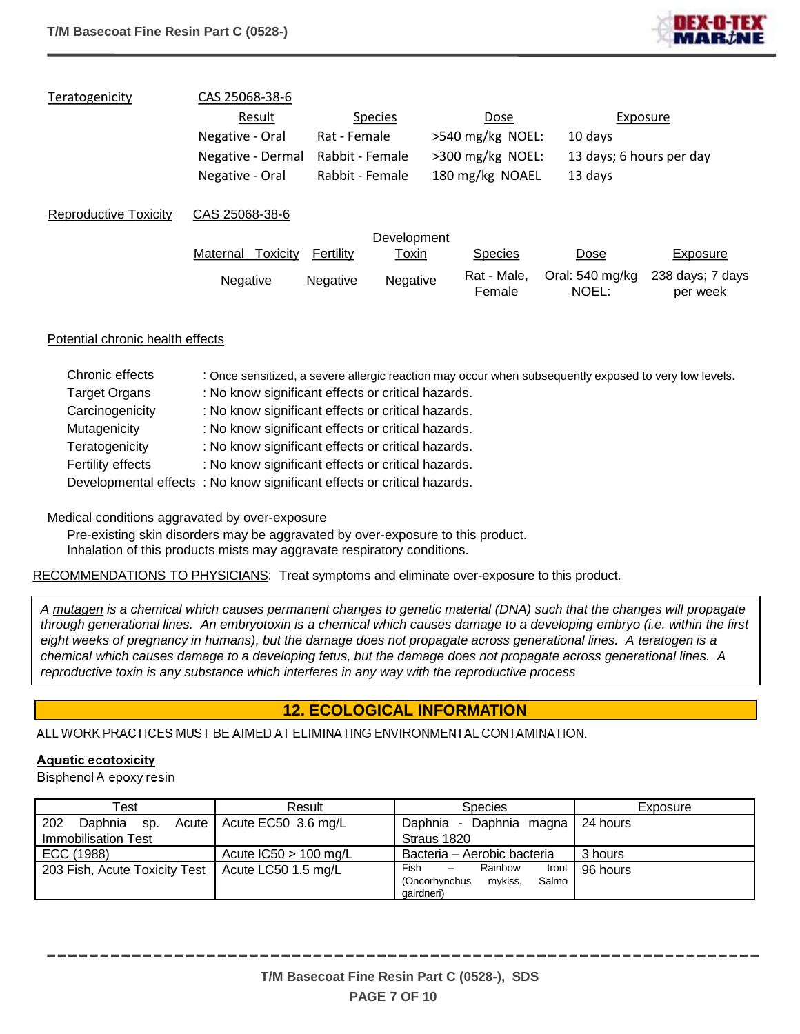Teratogenicity

CAS 25068-38-6

| Result | Species | Dose | Exposure |
|---|---|---|---|
| Negative - Oral | Rat - Female | >540 mg/kg NOEL: | 10 days |
| Negative - Dermal | Rabbit - Female | >300 mg/kg NOEL: | 13 days; 6 hours per day |
| Negative - Oral | Rabbit - Female | 180 mg/kg NOAEL | 13 days |

Reproductive Toxicity

CAS 25068-38-6

| Maternal Toxicity | Fertility | Development Toxin | Species | Dose | Exposure |
|---|---|---|---|---|---|
| Negative | Negative | Negative | Rat - Male, Female | Oral: 540 mg/kg NOEL: | 238 days; 7 days per week |

Potential chronic health effects

| | |
|---|---|
| Chronic effects | : Once sensitized, a severe allergic reaction may occur when subsequently exposed to very low levels. |
| Target Organs | : No know significant effects or critical hazards. |
| Carcinogenicity | : No know significant effects or critical hazards. |
| Mutagenicity | : No know significant effects or critical hazards. |
| Teratogenicity | : No know significant effects or critical hazards. |
| Fertility effects | : No know significant effects or critical hazards. |
| Developmental effects | : No know significant effects or critical hazards. |

Medical conditions aggravated by over-exposure

Pre-existing skin disorders may be aggravated by over-exposure to this product.
Inhalation of this products mists may aggravate respiratory conditions.

RECOMMENDATIONS TO PHYSICIANS: Treat symptoms and eliminate over-exposure to this product.

*A mutagen is a chemical which causes permanent changes to genetic material (DNA) such that the changes will propagate through generational lines. An embryotoxin is a chemical which causes damage to a developing embryo (i.e. within the first eight weeks of pregnancy in humans), but the damage does not propagate across generational lines. A teratogen is a chemical which causes damage to a developing fetus, but the damage does not propagate across generational lines. A reproductive toxin is any substance which interferes in any way with the reproductive process*

## 12. ECOLOGICAL INFORMATION

ALL WORK PRACTICES MUST BE AIMED AT ELIMINATING ENVIRONMENTAL CONTAMINATION.

**Aquatic ecotoxicity**

Bisphenol A epoxy resin

| Test | Result | Species | Exposure |
|---|---|---|---|
| 202 Daphnia sp. Acute Immobilisation Test | Acute EC50 3.6 mg/L | Daphnia - Daphnia magna Straus 1820 | 24 hours |
| ECC (1988) | Acute IC50 > 100 mg/L | Bacteria – Aerobic bacteria | 3 hours |
| 203 Fish, Acute Toxicity Test | Acute LC50 1.5 mg/L | Fish – Rainbow trout (Oncorhynchus mykiss, Salmo gairdneri) | 96 hours |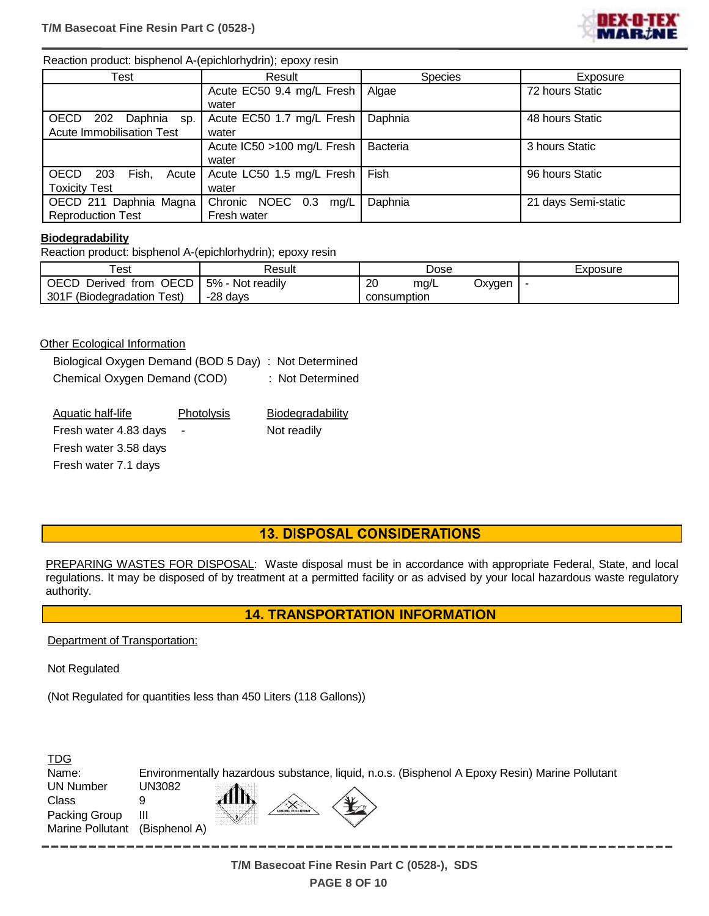Reaction product: bisphenol A-(epichlorhydrin); epoxy resin

| Test | Result | Species | Exposure |
|---|---|---|---|
| | Acute EC50 9.4 mg/L Fresh water | Algae | 72 hours Static |
| OECD 202 Daphnia sp. Acute Immobilisation Test | Acute EC50 1.7 mg/L Fresh water | Daphnia | 48 hours Static |
| | Acute IC50 >100 mg/L Fresh water | Bacteria | 3 hours Static |
| OECD 203 Fish, Acute Toxicity Test | Acute LC50 1.5 mg/L Fresh water | Fish | 96 hours Static |
| OECD 211 Daphnia Magna Reproduction Test | Chronic NOEC 0.3 mg/L Fresh water | Daphnia | 21 days Semi-static |

**Biodegradability**

Reaction product: bisphenol A-(epichlorhydrin); epoxy resin

| Test | Result | Dose | Exposure |
|---|---|---|---|
| OECD Derived from OECD 301F (Biodegradation Test) | 5% - Not readily -28 days | 20 mg/L Oxygen consumption | - |

Other Ecological Information

Biological Oxygen Demand (BOD 5 Day) : Not Determined

Chemical Oxygen Demand (COD) : Not Determined

| Aquatic half-life | Photolysis | Biodegradability |
|---|---|---|
| Fresh water 4.83 days | - | Not readily |
| Fresh water 3.58 days | | |
| Fresh water 7.1 days | | |

## 13. DISPOSAL CONSIDERATIONS

PREPARING WASTES FOR DISPOSAL: Waste disposal must be in accordance with appropriate Federal, State, and local regulations. It may be disposed of by treatment at a permitted facility or as advised by your local hazardous waste regulatory authority.

## 14. TRANSPORTATION INFORMATION

Department of Transportation:

Not Regulated

(Not Regulated for quantities less than 450 Liters (118 Gallons))

TDG

Name: Environmentally hazardous substance, liquid, n.o.s. (Bisphenol A Epoxy Resin) Marine Pollutant

UN Number UN3082

Class 9

Packing Group III

Marine Pollutant (Bisphenol A)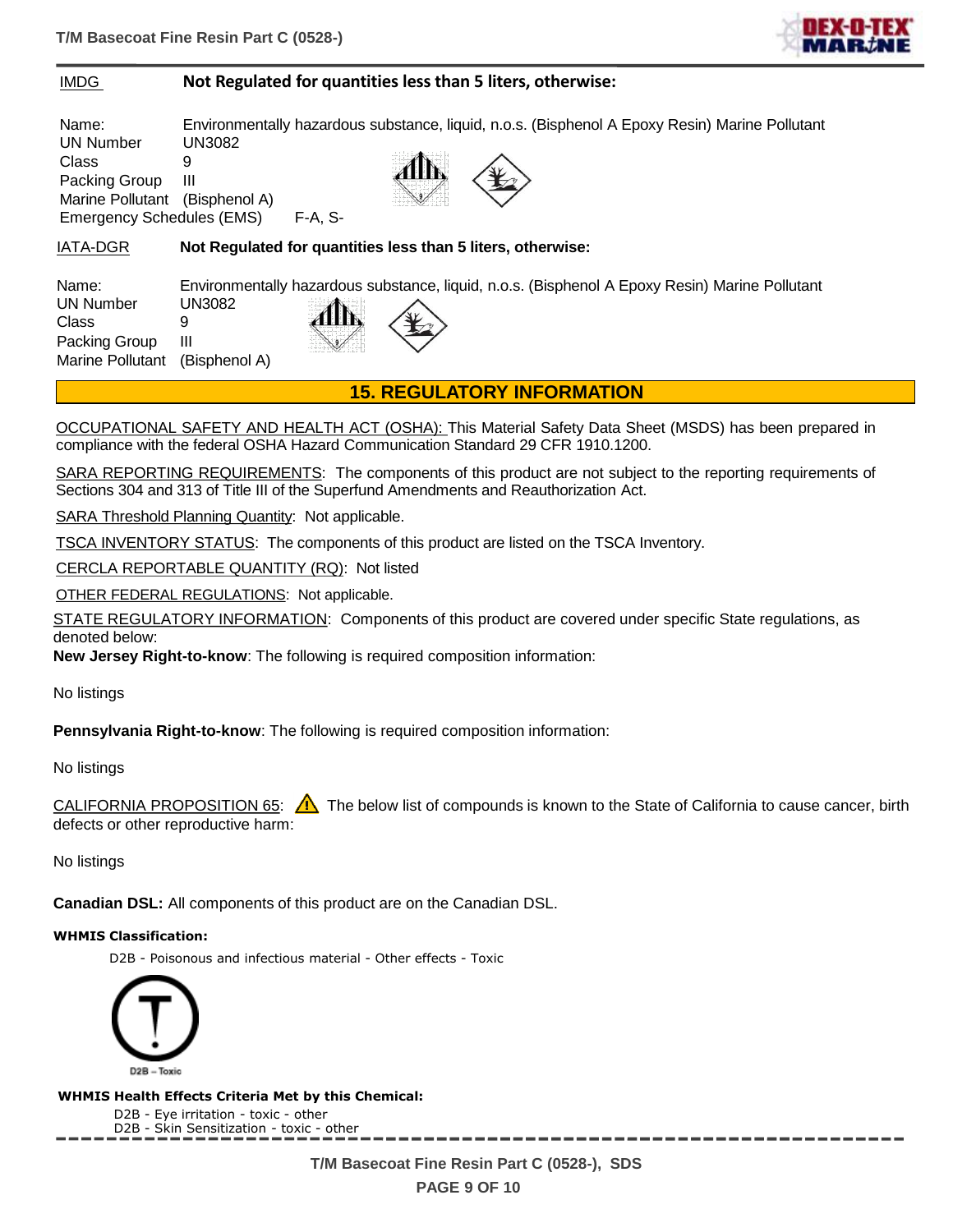**IMDG** **Not Regulated for quantities less than 5 liters, otherwise:**

Name: Environmentally hazardous substance, liquid, n.o.s. (Bisphenol A Epoxy Resin) Marine Pollutant
UN Number UN3082
Class 9
Packing Group III
Marine Pollutant (Bisphenol A)
Emergency Schedules (EMS) F-A, S-

**IATA-DGR** **Not Regulated for quantities less than 5 liters, otherwise:**

Name: Environmentally hazardous substance, liquid, n.o.s. (Bisphenol A Epoxy Resin) Marine Pollutant
UN Number UN3082
Class 9
Packing Group III
Marine Pollutant (Bisphenol A)

## 15. REGULATORY INFORMATION

OCCUPATIONAL SAFETY AND HEALTH ACT (OSHA): This Material Safety Data Sheet (MSDS) has been prepared in compliance with the federal OSHA Hazard Communication Standard 29 CFR 1910.1200.

SARA REPORTING REQUIREMENTS: The components of this product are not subject to the reporting requirements of Sections 304 and 313 of Title III of the Superfund Amendments and Reauthorization Act.

SARA Threshold Planning Quantity: Not applicable.

TSCA INVENTORY STATUS: The components of this product are listed on the TSCA Inventory.

CERCLA REPORTABLE QUANTITY (RQ): Not listed

OTHER FEDERAL REGULATIONS: Not applicable.

STATE REGULATORY INFORMATION: Components of this product are covered under specific State regulations, as denoted below:

**New Jersey Right-to-know**: The following is required composition information:

No listings

**Pennsylvania Right-to-know**: The following is required composition information:

No listings

CALIFORNIA PROPOSITION 65: The below list of compounds is known to the State of California to cause cancer, birth defects or other reproductive harm:

No listings

**Canadian DSL:** All components of this product are on the Canadian DSL.

**WHMIS Classification:**

D2B - Poisonous and infectious material - Other effects - Toxic

D2B – Toxic

**WHMIS Health Effects Criteria Met by this Chemical:**

D2B - Eye irritation - toxic - other
D2B - Skin Sensitization - toxic - other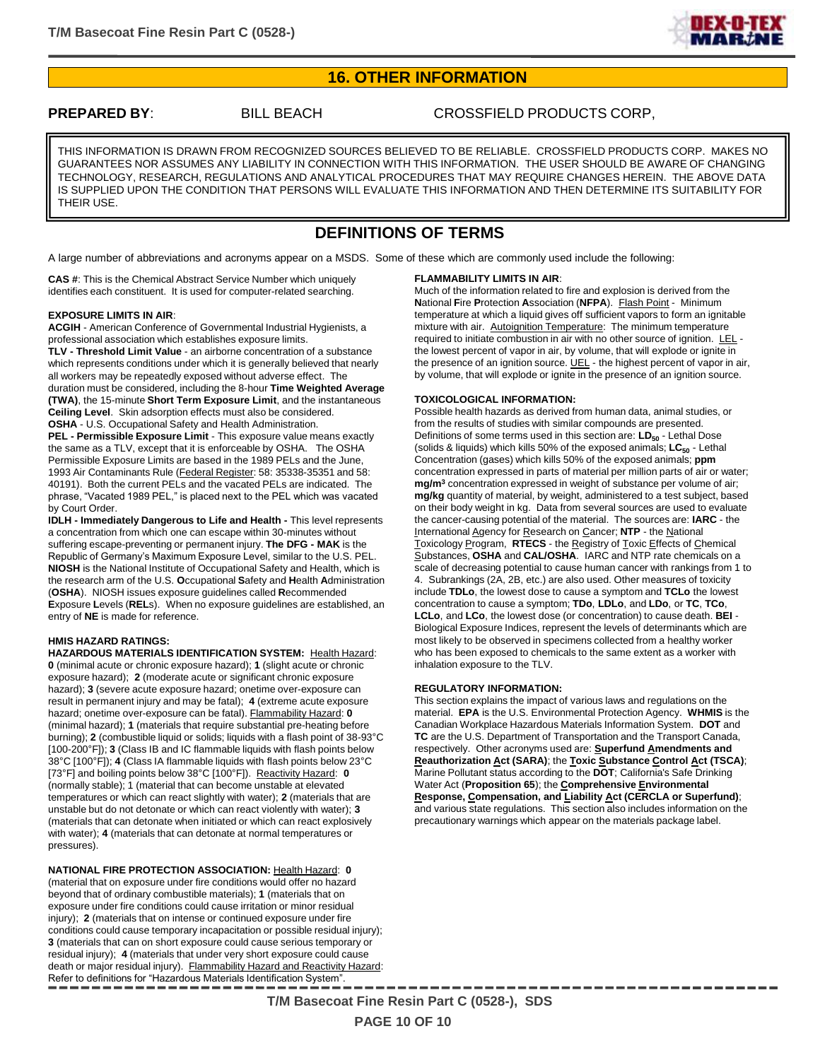## 16. OTHER INFORMATION

**PREPARED BY**: BILL BEACH CROSSFIELD PRODUCTS CORP,

THIS INFORMATION IS DRAWN FROM RECOGNIZED SOURCES BELIEVED TO BE RELIABLE. CROSSFIELD PRODUCTS CORP. MAKES NO GUARANTEES NOR ASSUMES ANY LIABILITY IN CONNECTION WITH THIS INFORMATION. THE USER SHOULD BE AWARE OF CHANGING TECHNOLOGY, RESEARCH, REGULATIONS AND ANALYTICAL PROCEDURES THAT MAY REQUIRE CHANGES HEREIN. THE ABOVE DATA IS SUPPLIED UPON THE CONDITION THAT PERSONS WILL EVALUATE THIS INFORMATION AND THEN DETERMINE ITS SUITABILITY FOR THEIR USE.

## DEFINITIONS OF TERMS

A large number of abbreviations and acronyms appear on a MSDS. Some of these which are commonly used include the following:

**CAS #**: This is the Chemical Abstract Service Number which uniquely identifies each constituent. It is used for computer-related searching.

**EXPOSURE LIMITS IN AIR**:

**ACGIH** - American Conference of Governmental Industrial Hygienists, a professional association which establishes exposure limits.
**TLV - Threshold Limit Value** - an airborne concentration of a substance which represents conditions under which it is generally believed that nearly all workers may be repeatedly exposed without adverse effect. The duration must be considered, including the 8-hour **Time Weighted Average (TWA)**, the 15-minute **Short Term Exposure Limit**, and the instantaneous **Ceiling Level**. Skin adsorption effects must also be considered.
**OSHA** - U.S. Occupational Safety and Health Administration.
**PEL - Permissible Exposure Limit** - This exposure value means exactly the same as a TLV, except that it is enforceable by OSHA. The OSHA Permissible Exposure Limits are based in the 1989 PELs and the June, 1993 Air Contaminants Rule (Federal Register: 58: 35338-35351 and 58: 40191). Both the current PELs and the vacated PELs are indicated. The phrase, "Vacated 1989 PEL," is placed next to the PEL which was vacated by Court Order.
**IDLH - Immediately Dangerous to Life and Health -** This level represents a concentration from which one can escape within 30-minutes without suffering escape-preventing or permanent injury. **The DFG - MAK** is the Republic of Germany's Maximum Exposure Level, similar to the U.S. PEL. **NIOSH** is the National Institute of Occupational Safety and Health, which is the research arm of the U.S. **O**ccupational **S**afety and **H**ealth **A**dministration (**OSHA**). NIOSH issues exposure guidelines called **R**ecommended **E**xposure **L**evels (**REL**s). When no exposure guidelines are established, an entry of **NE** is made for reference.

**HMIS HAZARD RATINGS:**

**HAZARDOUS MATERIALS IDENTIFICATION SYSTEM:** Health Hazard: **0** (minimal acute or chronic exposure hazard); **1** (slight acute or chronic exposure hazard); **2** (moderate acute or significant chronic exposure hazard); **3** (severe acute exposure hazard; onetime over-exposure can result in permanent injury and may be fatal); **4** (extreme acute exposure hazard; onetime over-exposure can be fatal). Flammability Hazard: **0** (minimal hazard); **1** (materials that require substantial pre-heating before burning); **2** (combustible liquid or solids; liquids with a flash point of 38-93°C [100-200°F]); **3** (Class IB and IC flammable liquids with flash points below 38°C [100°F]); **4** (Class IA flammable liquids with flash points below 23°C [73°F] and boiling points below 38°C [100°F]). Reactivity Hazard: **0** (normally stable); 1 (material that can become unstable at elevated temperatures or which can react slightly with water); **2** (materials that are unstable but do not detonate or which can react violently with water); **3** (materials that can detonate when initiated or which can react explosively with water); **4** (materials that can detonate at normal temperatures or pressures).

**NATIONAL FIRE PROTECTION ASSOCIATION:** Health Hazard: **0** (material that on exposure under fire conditions would offer no hazard beyond that of ordinary combustible materials); **1** (materials that on exposure under fire conditions could cause irritation or minor residual injury); **2** (materials that on intense or continued exposure under fire conditions could cause temporary incapacitation or possible residual injury); **3** (materials that can on short exposure could cause serious temporary or residual injury); **4** (materials that under very short exposure could cause death or major residual injury). Flammability Hazard and Reactivity Hazard: Refer to definitions for "Hazardous Materials Identification System".

**FLAMMABILITY LIMITS IN AIR**:

Much of the information related to fire and explosion is derived from the **N**ational **F**ire **P**rotection **A**ssociation (**NFPA**). Flash Point - Minimum temperature at which a liquid gives off sufficient vapors to form an ignitable mixture with air. Autoignition Temperature: The minimum temperature required to initiate combustion in air with no other source of ignition. LEL - the lowest percent of vapor in air, by volume, that will explode or ignite in the presence of an ignition source. UEL - the highest percent of vapor in air, by volume, that will explode or ignite in the presence of an ignition source.

**TOXICOLOGICAL INFORMATION:**

Possible health hazards as derived from human data, animal studies, or from the results of studies with similar compounds are presented. Definitions of some terms used in this section are: **$LD_{50}$** - Lethal Dose (solids & liquids) which kills 50% of the exposed animals; **$LC_{50}$** - Lethal Concentration (gases) which kills 50% of the exposed animals; **ppm** concentration expressed in parts of material per million parts of air or water; **mg/m³** concentration expressed in weight of substance per volume of air; **mg/kg** quantity of material, by weight, administered to a test subject, based on their body weight in kg. Data from several sources are used to evaluate the cancer-causing potential of the material. The sources are: **IARC** - the International Agency for Research on Cancer; **NTP** - the National Toxicology Program, **RTECS** - the Registry of Toxic Effects of Chemical Substances, **OSHA** and **CAL/OSHA**. IARC and NTP rate chemicals on a scale of decreasing potential to cause human cancer with rankings from 1 to 4. Subrankings (2A, 2B, etc.) are also used. Other measures of toxicity include **TDLo**, the lowest dose to cause a symptom and **TCLo** the lowest concentration to cause a symptom; **TDo**, **LDLo**, and **LDo**, or **TC**, **TCo**, **LCLo**, and **LCo**, the lowest dose (or concentration) to cause death. **BEI** - Biological Exposure Indices, represent the levels of determinants which are most likely to be observed in specimens collected from a healthy worker who has been exposed to chemicals to the same extent as a worker with inhalation exposure to the TLV.

**REGULATORY INFORMATION:**

This section explains the impact of various laws and regulations on the material. **EPA** is the U.S. Environmental Protection Agency. **WHMIS** is the Canadian Workplace Hazardous Materials Information System. **DOT** and **TC** are the U.S. Department of Transportation and the Transport Canada, respectively. Other acronyms used are: **Superfund Amendments and Reauthorization Act (SARA)**; the **Toxic Substance Control Act (TSCA)**; Marine Pollutant status according to the **DOT**; California's Safe Drinking Water Act (**Proposition 65**); the **Comprehensive Environmental Response, Compensation, and Liability Act (CERCLA or Superfund)**; and various state regulations. This section also includes information on the precautionary warnings which appear on the materials package label.